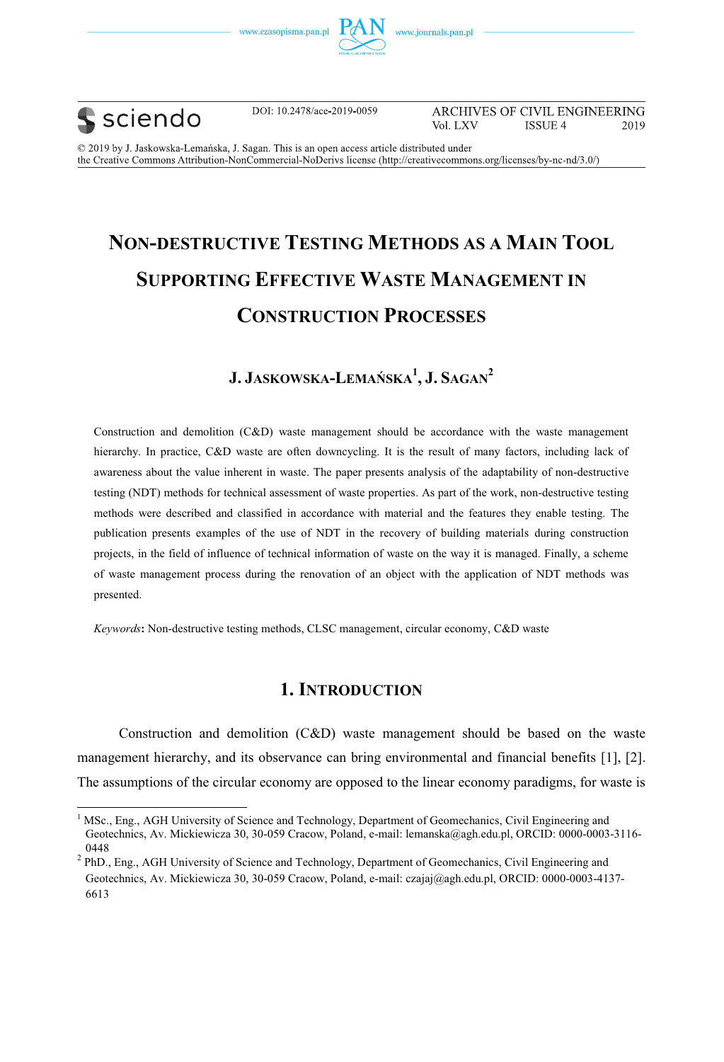DOI: 10.2478/ace-2019-0059

ARCHIVES OF CIVIL ENGINEERING
Vol. LXV ISSUE 4 2019

© 2019 by J. Jaskowska-Lemańska, J. Sagan. This is an open access article distributed under the Creative Commons Attribution-NonCommercial-NoDerivs license (http://creativecommons.org/licenses/by-nc-nd/3.0/)

# NON-DESTRUCTIVE TESTING METHODS AS A MAIN TOOL SUPPORTING EFFECTIVE WASTE MANAGEMENT IN CONSTRUCTION PROCESSES

## J. JASKOWSKA-LEMAŃSKA[1], J. SAGAN[2]

Construction and demolition (C&D) waste management should be accordance with the waste management hierarchy. In practice, C&D waste are often downcycling. It is the result of many factors, including lack of awareness about the value inherent in waste. The paper presents analysis of the adaptability of non-destructive testing (NDT) methods for technical assessment of waste properties. As part of the work, non-destructive testing methods were described and classified in accordance with material and the features they enable testing. The publication presents examples of the use of NDT in the recovery of building materials during construction projects, in the field of influence of technical information of waste on the way it is managed. Finally, a scheme of waste management process during the renovation of an object with the application of NDT methods was presented.

*Keywords*: Non-destructive testing methods, CLSC management, circular economy, C&D waste

## 1. INTRODUCTION

Construction and demolition (C&D) waste management should be based on the waste management hierarchy, and its observance can bring environmental and financial benefits [1], [2]. The assumptions of the circular economy are opposed to the linear economy paradigms, for waste is

[1] MSc., Eng., AGH University of Science and Technology, Department of Geomechanics, Civil Engineering and Geotechnics, Av. Mickiewicza 30, 30-059 Cracow, Poland, e-mail: lemanska@agh.edu.pl, ORCID: 0000-0003-3116-0448

[2] PhD., Eng., AGH University of Science and Technology, Department of Geomechanics, Civil Engineering and Geotechnics, Av. Mickiewicza 30, 30-059 Cracow, Poland, e-mail: czajaj@agh.edu.pl, ORCID: 0000-0003-4137-6613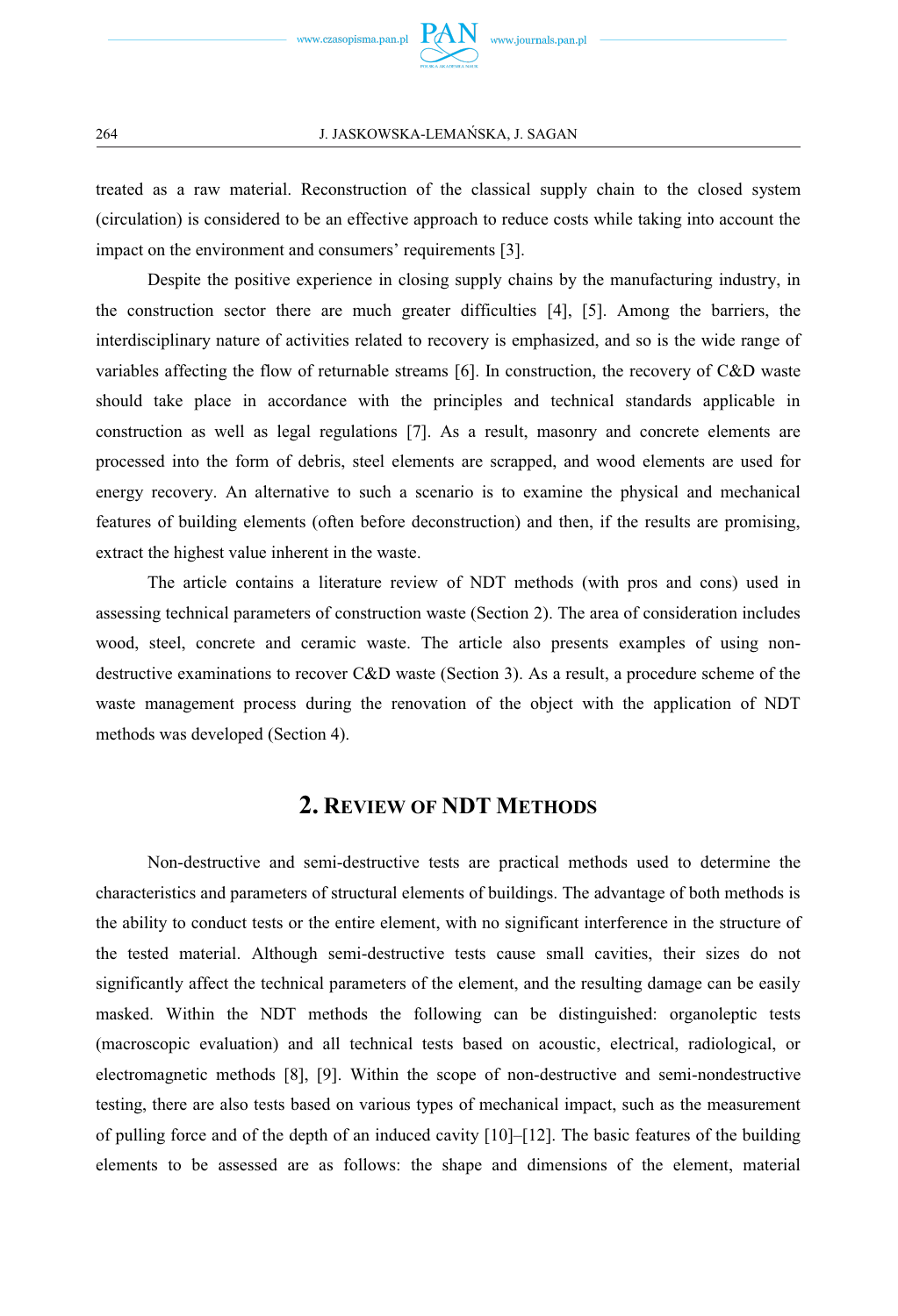treated as a raw material. Reconstruction of the classical supply chain to the closed system (circulation) is considered to be an effective approach to reduce costs while taking into account the impact on the environment and consumers' requirements [3].

Despite the positive experience in closing supply chains by the manufacturing industry, in the construction sector there are much greater difficulties [4], [5]. Among the barriers, the interdisciplinary nature of activities related to recovery is emphasized, and so is the wide range of variables affecting the flow of returnable streams [6]. In construction, the recovery of C&D waste should take place in accordance with the principles and technical standards applicable in construction as well as legal regulations [7]. As a result, masonry and concrete elements are processed into the form of debris, steel elements are scrapped, and wood elements are used for energy recovery. An alternative to such a scenario is to examine the physical and mechanical features of building elements (often before deconstruction) and then, if the results are promising, extract the highest value inherent in the waste.

The article contains a literature review of NDT methods (with pros and cons) used in assessing technical parameters of construction waste (Section 2). The area of consideration includes wood, steel, concrete and ceramic waste. The article also presents examples of using non-destructive examinations to recover C&D waste (Section 3). As a result, a procedure scheme of the waste management process during the renovation of the object with the application of NDT methods was developed (Section 4).

## 2. Review of NDT Methods

Non-destructive and semi-destructive tests are practical methods used to determine the characteristics and parameters of structural elements of buildings. The advantage of both methods is the ability to conduct tests or the entire element, with no significant interference in the structure of the tested material. Although semi-destructive tests cause small cavities, their sizes do not significantly affect the technical parameters of the element, and the resulting damage can be easily masked. Within the NDT methods the following can be distinguished: organoleptic tests (macroscopic evaluation) and all technical tests based on acoustic, electrical, radiological, or electromagnetic methods [8], [9]. Within the scope of non-destructive and semi-nondestructive testing, there are also tests based on various types of mechanical impact, such as the measurement of pulling force and of the depth of an induced cavity [10]–[12]. The basic features of the building elements to be assessed are as follows: the shape and dimensions of the element, material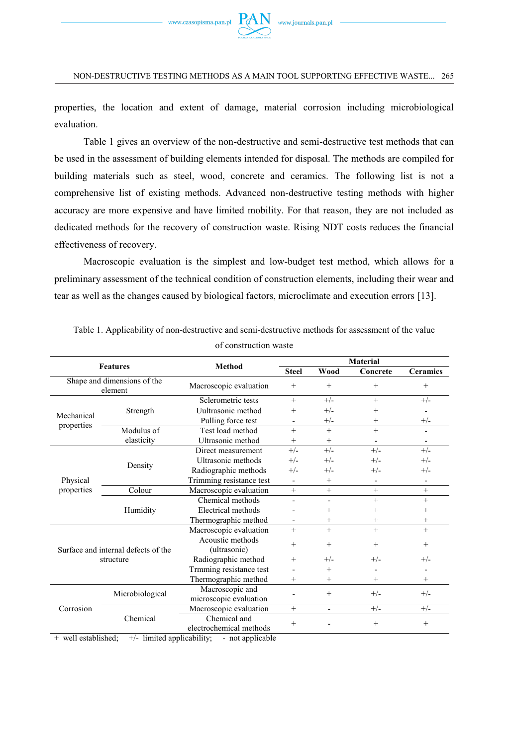properties, the location and extent of damage, material corrosion including microbiological evaluation.

Table 1 gives an overview of the non-destructive and semi-destructive test methods that can be used in the assessment of building elements intended for disposal. The methods are compiled for building materials such as steel, wood, concrete and ceramics. The following list is not a comprehensive list of existing methods. Advanced non-destructive testing methods with higher accuracy are more expensive and have limited mobility. For that reason, they are not included as dedicated methods for the recovery of construction waste. Rising NDT costs reduces the financial effectiveness of recovery.

Macroscopic evaluation is the simplest and low-budget test method, which allows for a preliminary assessment of the technical condition of construction elements, including their wear and tear as well as the changes caused by biological factors, microclimate and execution errors [13].

Table 1. Applicability of non-destructive and semi-destructive methods for assessment of the value of construction waste

| Features | | Method | Material | | | |
|---|---|---|---|---|---|---|
| | | | Steel | Wood | Concrete | Ceramics |
| Shape and dimensions of the element | | Macroscopic evaluation | + | + | + | + |
| Mechanical properties | Strength | Sclerometric tests | + | +/- | + | +/- |
| | | Uultrasonic method | + | +/- | + | - |
| | | Pulling force test | - | +/- | + | +/- |
| | Modulus of elasticity | Test load method | + | + | + | - |
| | | Ultrasonic method | + | + | - | - |
| Physical properties | Density | Direct measurement | +/- | +/- | +/- | +/- |
| | | Ultrasonic methods | +/- | +/- | +/- | +/- |
| | | Radiographic methods | +/- | +/- | +/- | +/- |
| | | Trimming resistance test | - | + | - | - |
| | Colour | Macroscopic evaluation | + | + | + | + |
| | Humidity | Chemical methods | - | - | + | + |
| | | Electrical methods | - | + | + | + |
| | | Thermographic method | - | + | + | + |
| Surface and internal defects of the structure | | Macroscopic evaluation | + | + | + | + |
| | | Acoustic methods (ultrasonic) | + | + | + | + |
| | | Radiographic method | + | +/- | +/- | +/- |
| | | Trmming resistance test | - | + | - | - |
| | | Thermographic method | + | + | + | + |
| Corrosion | Microbiological | Macroscopic and microscopic evaluation | - | + | +/- | +/- |
| | Chemical | Macroscopic evaluation | + | - | +/- | +/- |
| | | Chemical and electrochemical methods | + | - | + | + |

\+ well established; +/- limited applicability; - not applicable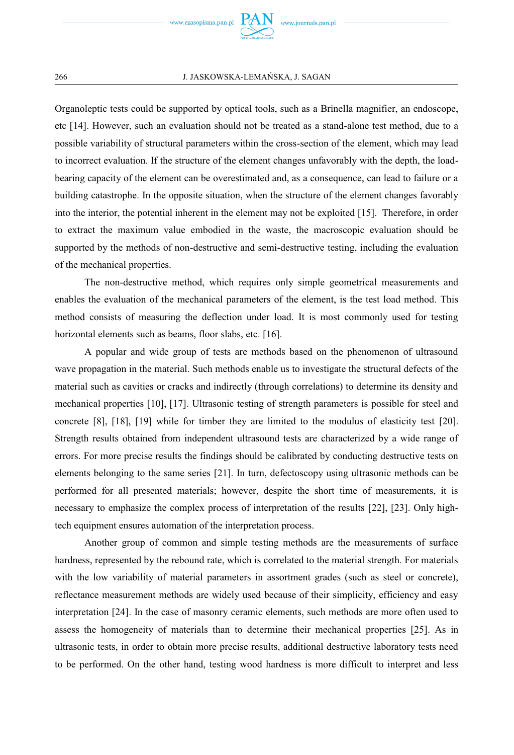Organoleptic tests could be supported by optical tools, such as a Brinella magnifier, an endoscope, etc [14]. However, such an evaluation should not be treated as a stand-alone test method, due to a possible variability of structural parameters within the cross-section of the element, which may lead to incorrect evaluation. If the structure of the element changes unfavorably with the depth, the load-bearing capacity of the element can be overestimated and, as a consequence, can lead to failure or a building catastrophe. In the opposite situation, when the structure of the element changes favorably into the interior, the potential inherent in the element may not be exploited [15]. Therefore, in order to extract the maximum value embodied in the waste, the macroscopic evaluation should be supported by the methods of non-destructive and semi-destructive testing, including the evaluation of the mechanical properties.

The non-destructive method, which requires only simple geometrical measurements and enables the evaluation of the mechanical parameters of the element, is the test load method. This method consists of measuring the deflection under load. It is most commonly used for testing horizontal elements such as beams, floor slabs, etc. [16].

A popular and wide group of tests are methods based on the phenomenon of ultrasound wave propagation in the material. Such methods enable us to investigate the structural defects of the material such as cavities or cracks and indirectly (through correlations) to determine its density and mechanical properties [10], [17]. Ultrasonic testing of strength parameters is possible for steel and concrete [8], [18], [19] while for timber they are limited to the modulus of elasticity test [20]. Strength results obtained from independent ultrasound tests are characterized by a wide range of errors. For more precise results the findings should be calibrated by conducting destructive tests on elements belonging to the same series [21]. In turn, defectoscopy using ultrasonic methods can be performed for all presented materials; however, despite the short time of measurements, it is necessary to emphasize the complex process of interpretation of the results [22], [23]. Only high-tech equipment ensures automation of the interpretation process.

Another group of common and simple testing methods are the measurements of surface hardness, represented by the rebound rate, which is correlated to the material strength. For materials with the low variability of material parameters in assortment grades (such as steel or concrete), reflectance measurement methods are widely used because of their simplicity, efficiency and easy interpretation [24]. In the case of masonry ceramic elements, such methods are more often used to assess the homogeneity of materials than to determine their mechanical properties [25]. As in ultrasonic tests, in order to obtain more precise results, additional destructive laboratory tests need to be performed. On the other hand, testing wood hardness is more difficult to interpret and less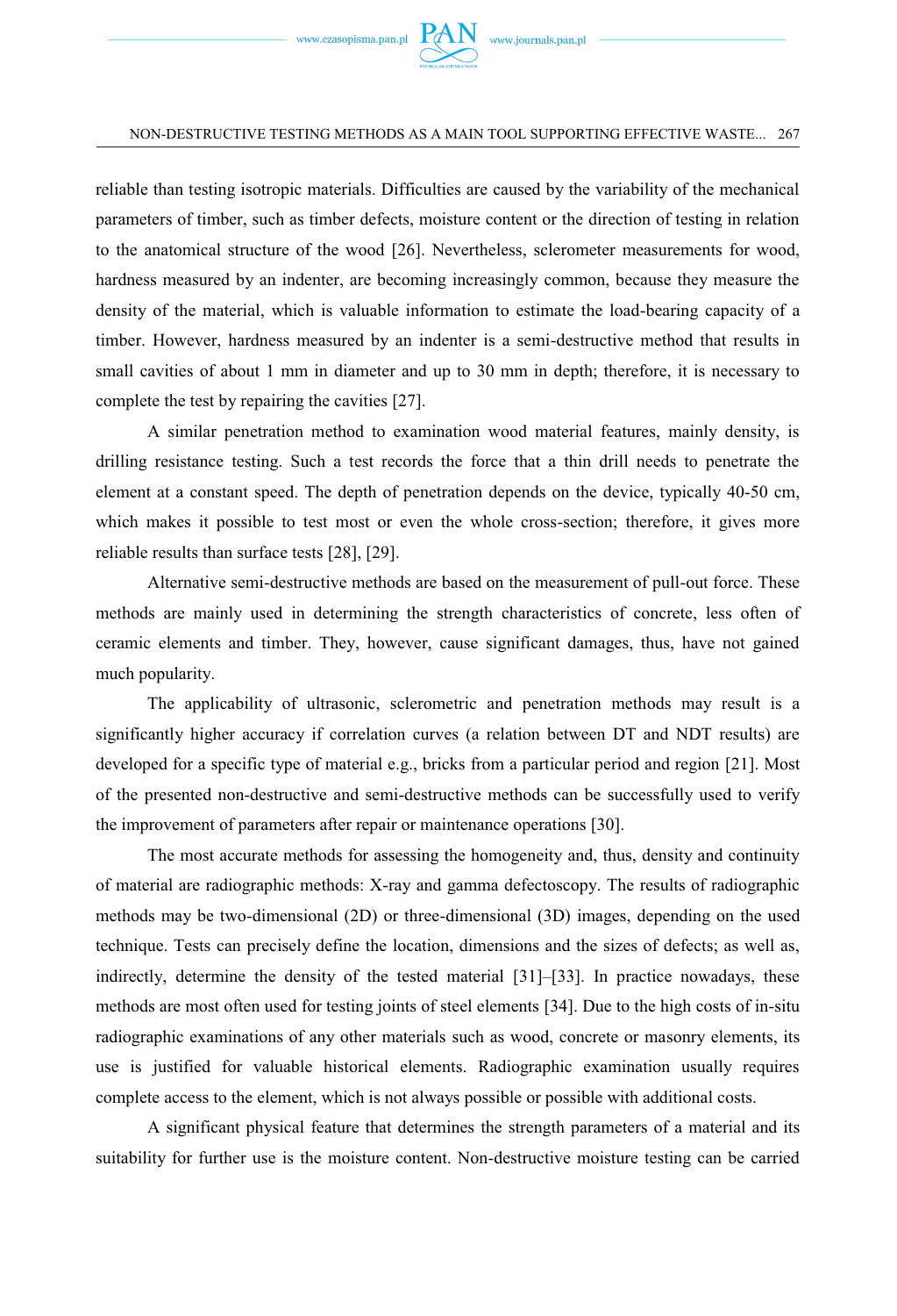reliable than testing isotropic materials. Difficulties are caused by the variability of the mechanical parameters of timber, such as timber defects, moisture content or the direction of testing in relation to the anatomical structure of the wood [26]. Nevertheless, sclerometer measurements for wood, hardness measured by an indenter, are becoming increasingly common, because they measure the density of the material, which is valuable information to estimate the load-bearing capacity of a timber. However, hardness measured by an indenter is a semi-destructive method that results in small cavities of about 1 mm in diameter and up to 30 mm in depth; therefore, it is necessary to complete the test by repairing the cavities [27].

A similar penetration method to examination wood material features, mainly density, is drilling resistance testing. Such a test records the force that a thin drill needs to penetrate the element at a constant speed. The depth of penetration depends on the device, typically 40-50 cm, which makes it possible to test most or even the whole cross-section; therefore, it gives more reliable results than surface tests [28], [29].

Alternative semi-destructive methods are based on the measurement of pull-out force. These methods are mainly used in determining the strength characteristics of concrete, less often of ceramic elements and timber. They, however, cause significant damages, thus, have not gained much popularity.

The applicability of ultrasonic, sclerometric and penetration methods may result is a significantly higher accuracy if correlation curves (a relation between DT and NDT results) are developed for a specific type of material e.g., bricks from a particular period and region [21]. Most of the presented non-destructive and semi-destructive methods can be successfully used to verify the improvement of parameters after repair or maintenance operations [30].

The most accurate methods for assessing the homogeneity and, thus, density and continuity of material are radiographic methods: X-ray and gamma defectoscopy. The results of radiographic methods may be two-dimensional (2D) or three-dimensional (3D) images, depending on the used technique. Tests can precisely define the location, dimensions and the sizes of defects; as well as, indirectly, determine the density of the tested material [31]–[33]. In practice nowadays, these methods are most often used for testing joints of steel elements [34]. Due to the high costs of in-situ radiographic examinations of any other materials such as wood, concrete or masonry elements, its use is justified for valuable historical elements. Radiographic examination usually requires complete access to the element, which is not always possible or possible with additional costs.

A significant physical feature that determines the strength parameters of a material and its suitability for further use is the moisture content. Non-destructive moisture testing can be carried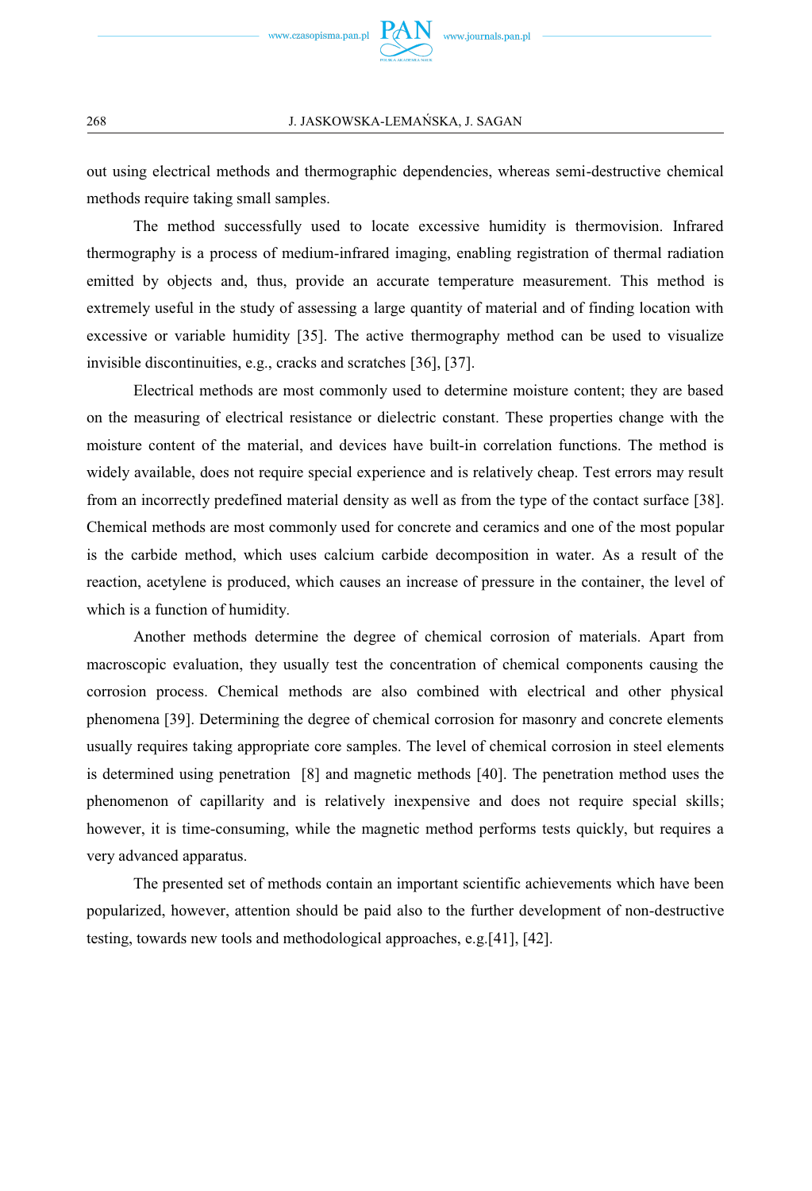out using electrical methods and thermographic dependencies, whereas semi-destructive chemical methods require taking small samples.

The method successfully used to locate excessive humidity is thermovision. Infrared thermography is a process of medium-infrared imaging, enabling registration of thermal radiation emitted by objects and, thus, provide an accurate temperature measurement. This method is extremely useful in the study of assessing a large quantity of material and of finding location with excessive or variable humidity [35]. The active thermography method can be used to visualize invisible discontinuities, e.g., cracks and scratches [36], [37].

Electrical methods are most commonly used to determine moisture content; they are based on the measuring of electrical resistance or dielectric constant. These properties change with the moisture content of the material, and devices have built-in correlation functions. The method is widely available, does not require special experience and is relatively cheap. Test errors may result from an incorrectly predefined material density as well as from the type of the contact surface [38]. Chemical methods are most commonly used for concrete and ceramics and one of the most popular is the carbide method, which uses calcium carbide decomposition in water. As a result of the reaction, acetylene is produced, which causes an increase of pressure in the container, the level of which is a function of humidity.

Another methods determine the degree of chemical corrosion of materials. Apart from macroscopic evaluation, they usually test the concentration of chemical components causing the corrosion process. Chemical methods are also combined with electrical and other physical phenomena [39]. Determining the degree of chemical corrosion for masonry and concrete elements usually requires taking appropriate core samples. The level of chemical corrosion in steel elements is determined using penetration [8] and magnetic methods [40]. The penetration method uses the phenomenon of capillarity and is relatively inexpensive and does not require special skills; however, it is time-consuming, while the magnetic method performs tests quickly, but requires a very advanced apparatus.

The presented set of methods contain an important scientific achievements which have been popularized, however, attention should be paid also to the further development of non-destructive testing, towards new tools and methodological approaches, e.g.[41], [42].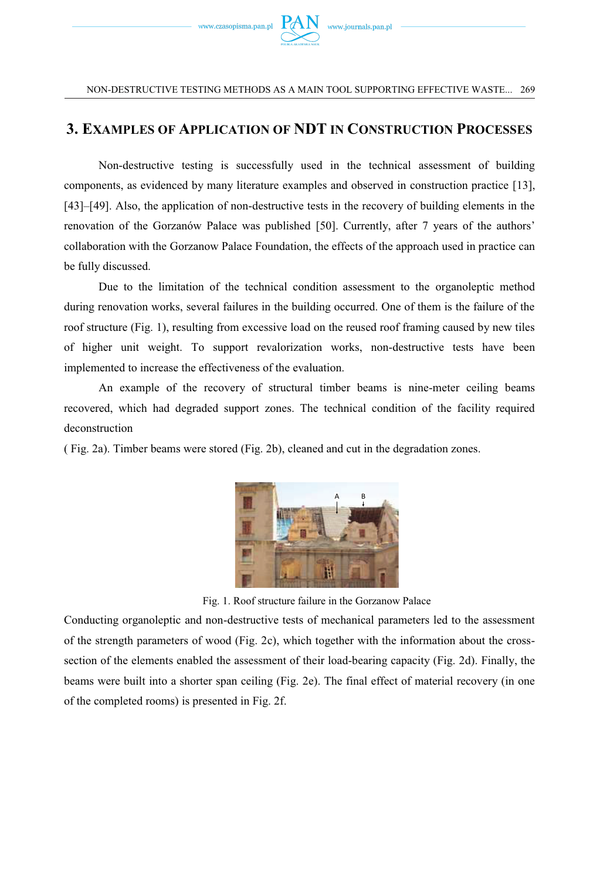## 3. Examples of Application of NDT in Construction Processes

Non-destructive testing is successfully used in the technical assessment of building components, as evidenced by many literature examples and observed in construction practice [13], [43]–[49]. Also, the application of non-destructive tests in the recovery of building elements in the renovation of the Gorzanów Palace was published [50]. Currently, after 7 years of the authors' collaboration with the Gorzanow Palace Foundation, the effects of the approach used in practice can be fully discussed.

Due to the limitation of the technical condition assessment to the organoleptic method during renovation works, several failures in the building occurred. One of them is the failure of the roof structure (Fig. 1), resulting from excessive load on the reused roof framing caused by new tiles of higher unit weight. To support revalorization works, non-destructive tests have been implemented to increase the effectiveness of the evaluation.

An example of the recovery of structural timber beams is nine-meter ceiling beams recovered, which had degraded support zones. The technical condition of the facility required deconstruction
( Fig. 2a). Timber beams were stored (Fig. 2b), cleaned and cut in the degradation zones.

Fig. 1. Roof structure failure in the Gorzanow Palace

Conducting organoleptic and non-destructive tests of mechanical parameters led to the assessment of the strength parameters of wood (Fig. 2c), which together with the information about the cross-section of the elements enabled the assessment of their load-bearing capacity (Fig. 2d). Finally, the beams were built into a shorter span ceiling (Fig. 2e). The final effect of material recovery (in one of the completed rooms) is presented in Fig. 2f.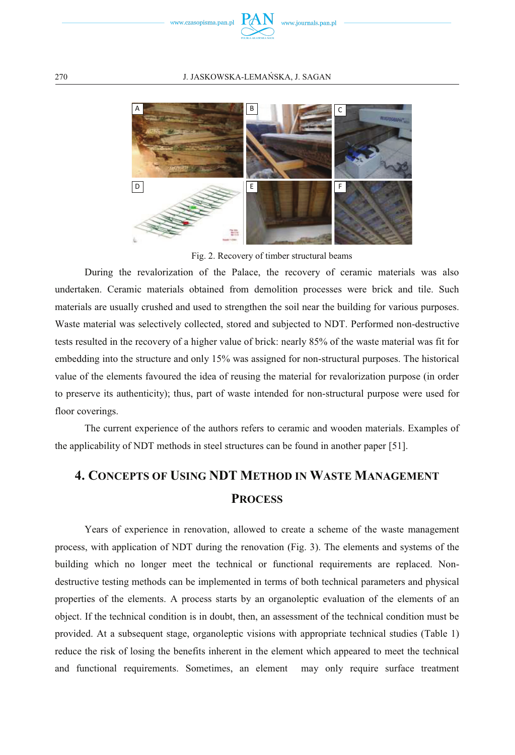Fig. 2. Recovery of timber structural beams

During the revalorization of the Palace, the recovery of ceramic materials was also undertaken. Ceramic materials obtained from demolition processes were brick and tile. Such materials are usually crushed and used to strengthen the soil near the building for various purposes. Waste material was selectively collected, stored and subjected to NDT. Performed non-destructive tests resulted in the recovery of a higher value of brick: nearly 85% of the waste material was fit for embedding into the structure and only 15% was assigned for non-structural purposes. The historical value of the elements favoured the idea of reusing the material for revalorization purpose (in order to preserve its authenticity); thus, part of waste intended for non-structural purpose were used for floor coverings.

The current experience of the authors refers to ceramic and wooden materials. Examples of the applicability of NDT methods in steel structures can be found in another paper [51].

## 4. Concepts of Using NDT Method in Waste Management Process

Years of experience in renovation, allowed to create a scheme of the waste management process, with application of NDT during the renovation (Fig. 3). The elements and systems of the building which no longer meet the technical or functional requirements are replaced. Non-destructive testing methods can be implemented in terms of both technical parameters and physical properties of the elements. A process starts by an organoleptic evaluation of the elements of an object. If the technical condition is in doubt, then, an assessment of the technical condition must be provided. At a subsequent stage, organoleptic visions with appropriate technical studies (Table 1) reduce the risk of losing the benefits inherent in the element which appeared to meet the technical and functional requirements. Sometimes, an element may only require surface treatment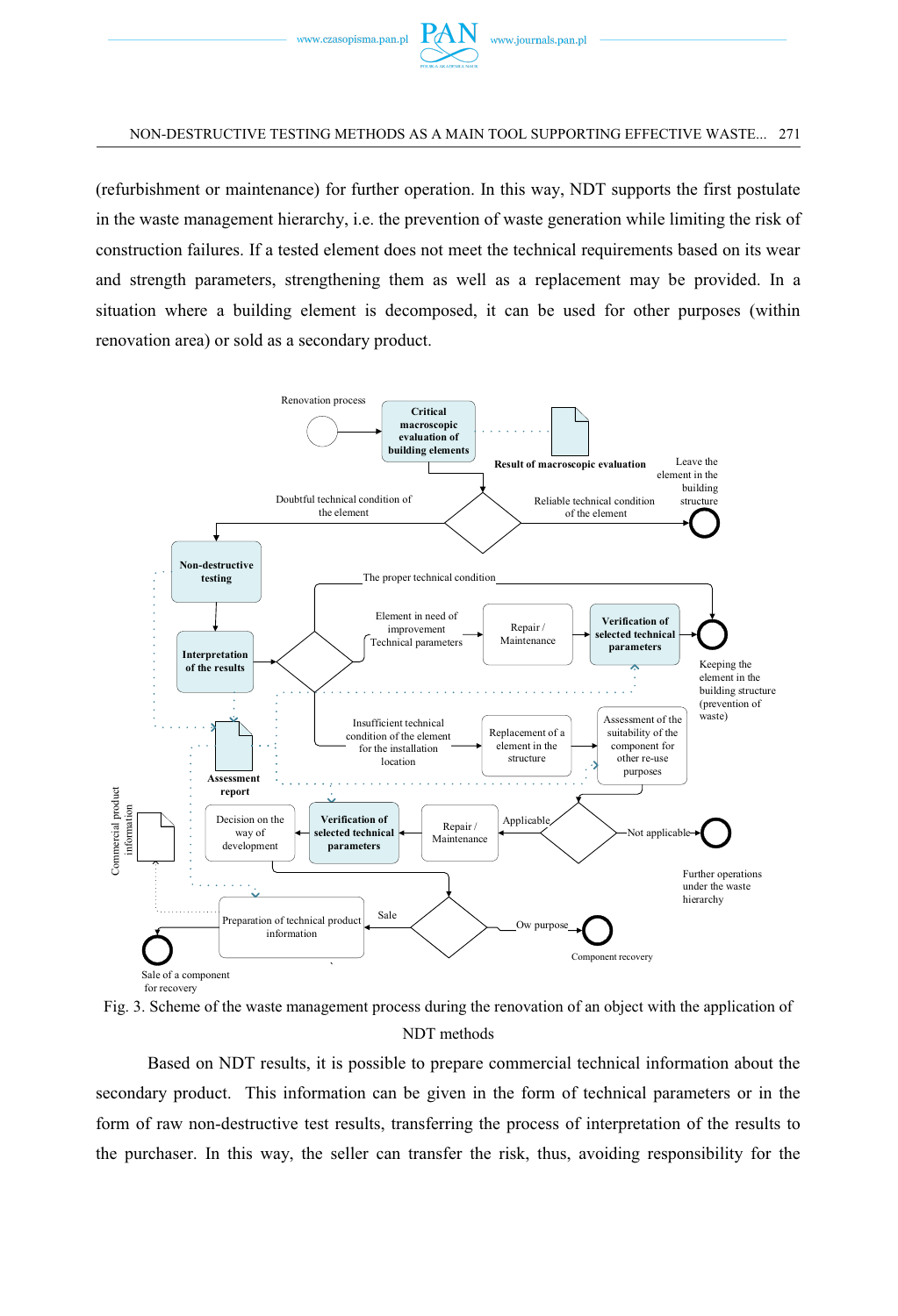(refurbishment or maintenance) for further operation. In this way, NDT supports the first postulate in the waste management hierarchy, i.e. the prevention of waste generation while limiting the risk of construction failures. If a tested element does not meet the technical requirements based on its wear and strength parameters, strengthening them as well as a replacement may be provided. In a situation where a building element is decomposed, it can be used for other purposes (within renovation area) or sold as a secondary product.

Fig. 3. Scheme of the waste management process during the renovation of an object with the application of NDT methods

Based on NDT results, it is possible to prepare commercial technical information about the secondary product. This information can be given in the form of technical parameters or in the form of raw non-destructive test results, transferring the process of interpretation of the results to the purchaser. In this way, the seller can transfer the risk, thus, avoiding responsibility for the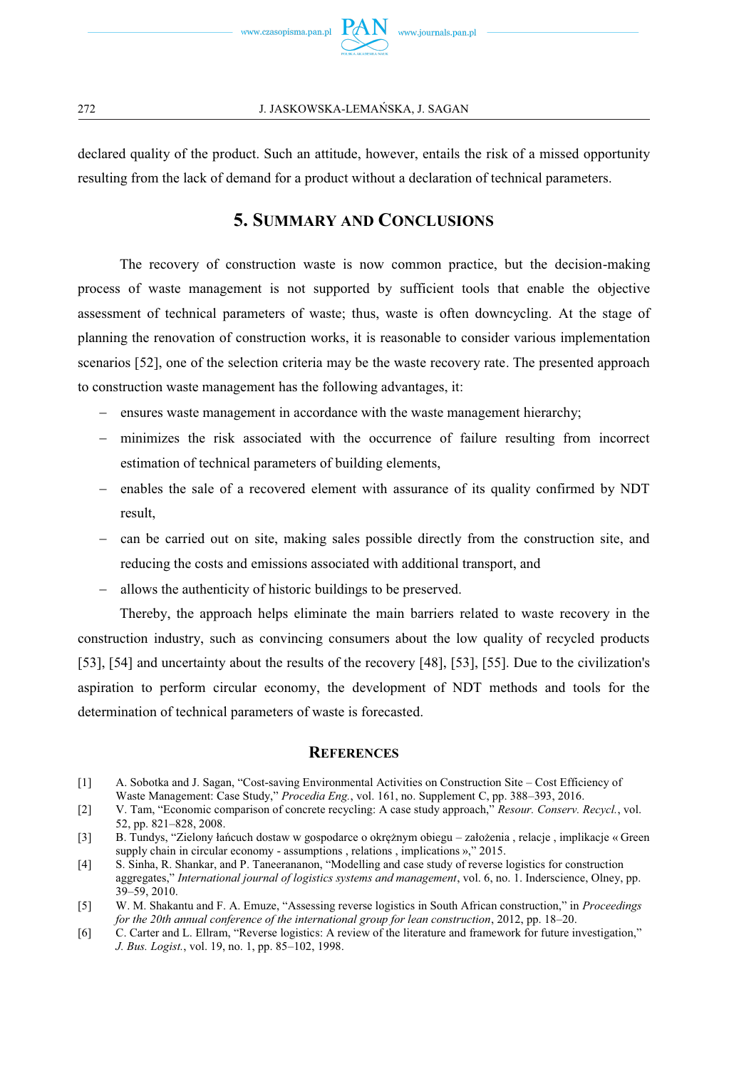declared quality of the product. Such an attitude, however, entails the risk of a missed opportunity resulting from the lack of demand for a product without a declaration of technical parameters.

## 5. Summary and Conclusions

The recovery of construction waste is now common practice, but the decision-making process of waste management is not supported by sufficient tools that enable the objective assessment of technical parameters of waste; thus, waste is often downcycling. At the stage of planning the renovation of construction works, it is reasonable to consider various implementation scenarios [52], one of the selection criteria may be the waste recovery rate. The presented approach to construction waste management has the following advantages, it:

- ensures waste management in accordance with the waste management hierarchy;
- minimizes the risk associated with the occurrence of failure resulting from incorrect estimation of technical parameters of building elements,
- enables the sale of a recovered element with assurance of its quality confirmed by NDT result,
- can be carried out on site, making sales possible directly from the construction site, and reducing the costs and emissions associated with additional transport, and
- allows the authenticity of historic buildings to be preserved.

Thereby, the approach helps eliminate the main barriers related to waste recovery in the construction industry, such as convincing consumers about the low quality of recycled products [53], [54] and uncertainty about the results of the recovery [48], [53], [55]. Due to the civilization's aspiration to perform circular economy, the development of NDT methods and tools for the determination of technical parameters of waste is forecasted.

## References

[1] A. Sobotka and J. Sagan, "Cost-saving Environmental Activities on Construction Site – Cost Efficiency of Waste Management: Case Study," *Procedia Eng.*, vol. 161, no. Supplement C, pp. 388–393, 2016.

[2] V. Tam, "Economic comparison of concrete recycling: A case study approach," *Resour. Conserv. Recycl.*, vol. 52, pp. 821–828, 2008.

[3] B. Tundys, "Zielony łańcuch dostaw w gospodarce o okrężnym obiegu – założenia , relacje , implikacje « Green supply chain in circular economy - assumptions , relations , implications »," 2015.

[4] S. Sinha, R. Shankar, and P. Taneerananon, "Modelling and case study of reverse logistics for construction aggregates," *International journal of logistics systems and management*, vol. 6, no. 1. Inderscience, Olney, pp. 39–59, 2010.

[5] W. M. Shakantu and F. A. Emuze, "Assessing reverse logistics in South African construction," in *Proceedings for the 20th annual conference of the international group for lean construction*, 2012, pp. 18–20.

[6] C. Carter and L. Ellram, "Reverse logistics: A review of the literature and framework for future investigation," *J. Bus. Logist.*, vol. 19, no. 1, pp. 85–102, 1998.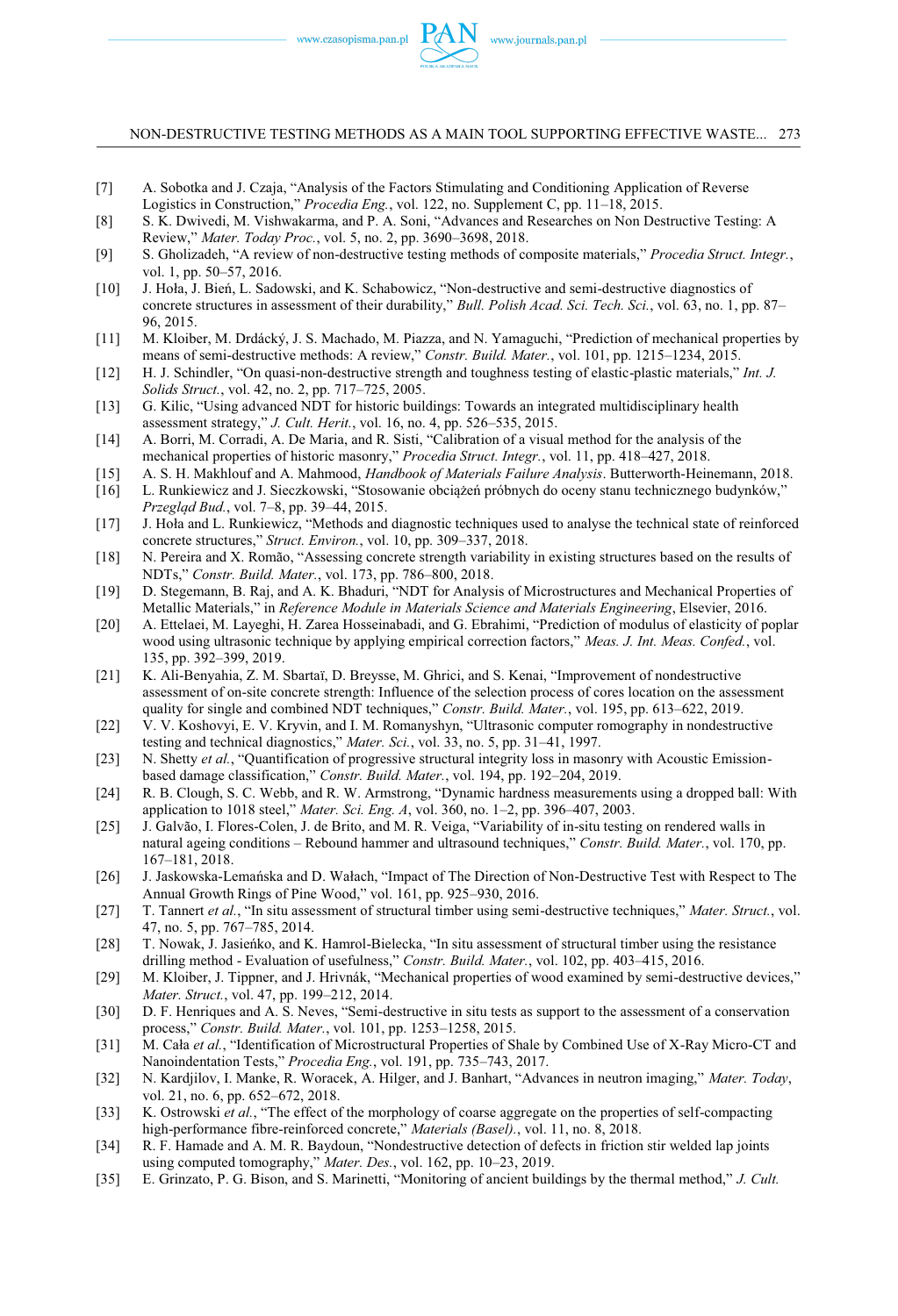[7] A. Sobotka and J. Czaja, "Analysis of the Factors Stimulating and Conditioning Application of Reverse Logistics in Construction," *Procedia Eng.*, vol. 122, no. Supplement C, pp. 11–18, 2015.

[8] S. K. Dwivedi, M. Vishwakarma, and P. A. Soni, "Advances and Researches on Non Destructive Testing: A Review," *Mater. Today Proc.*, vol. 5, no. 2, pp. 3690–3698, 2018.

[9] S. Gholizadeh, "A review of non-destructive testing methods of composite materials," *Procedia Struct. Integr.*, vol. 1, pp. 50–57, 2016.

[10] J. Hoła, J. Bień, L. Sadowski, and K. Schabowicz, "Non-destructive and semi-destructive diagnostics of concrete structures in assessment of their durability," *Bull. Polish Acad. Sci. Tech. Sci.*, vol. 63, no. 1, pp. 87–96, 2015.

[11] M. Kloiber, M. Drdácký, J. S. Machado, M. Piazza, and N. Yamaguchi, "Prediction of mechanical properties by means of semi-destructive methods: A review," *Constr. Build. Mater.*, vol. 101, pp. 1215–1234, 2015.

[12] H. J. Schindler, "On quasi-non-destructive strength and toughness testing of elastic-plastic materials," *Int. J. Solids Struct.*, vol. 42, no. 2, pp. 717–725, 2005.

[13] G. Kilic, "Using advanced NDT for historic buildings: Towards an integrated multidisciplinary health assessment strategy," *J. Cult. Herit.*, vol. 16, no. 4, pp. 526–535, 2015.

[14] A. Borri, M. Corradi, A. De Maria, and R. Sisti, "Calibration of a visual method for the analysis of the mechanical properties of historic masonry," *Procedia Struct. Integr.*, vol. 11, pp. 418–427, 2018.

[15] A. S. H. Makhlouf and A. Mahmood, *Handbook of Materials Failure Analysis*. Butterworth-Heinemann, 2018.

[16] L. Runkiewicz and J. Sieczkowski, "Stosowanie obciążeń próbnych do oceny stanu technicznego budynków," *Przegląd Bud.*, vol. 7–8, pp. 39–44, 2015.

[17] J. Hoła and L. Runkiewicz, "Methods and diagnostic techniques used to analyse the technical state of reinforced concrete structures," *Struct. Environ.*, vol. 10, pp. 309–337, 2018.

[18] N. Pereira and X. Romão, "Assessing concrete strength variability in existing structures based on the results of NDTs," *Constr. Build. Mater.*, vol. 173, pp. 786–800, 2018.

[19] D. Stegemann, B. Raj, and A. K. Bhaduri, "NDT for Analysis of Microstructures and Mechanical Properties of Metallic Materials," in *Reference Module in Materials Science and Materials Engineering*, Elsevier, 2016.

[20] A. Ettelaei, M. Layeghi, H. Zarea Hosseinabadi, and G. Ebrahimi, "Prediction of modulus of elasticity of poplar wood using ultrasonic technique by applying empirical correction factors," *Meas. J. Int. Meas. Confed.*, vol. 135, pp. 392–399, 2019.

[21] K. Ali-Benyahia, Z. M. Sbartaï, D. Breysse, M. Ghrici, and S. Kenai, "Improvement of nondestructive assessment of on-site concrete strength: Influence of the selection process of cores location on the assessment quality for single and combined NDT techniques," *Constr. Build. Mater.*, vol. 195, pp. 613–622, 2019.

[22] V. V. Koshovyi, E. V. Kryvin, and I. M. Romanyshyn, "Ultrasonic computer romography in nondestructive testing and technical diagnostics," *Mater. Sci.*, vol. 33, no. 5, pp. 31–41, 1997.

[23] N. Shetty *et al.*, "Quantification of progressive structural integrity loss in masonry with Acoustic Emission-based damage classification," *Constr. Build. Mater.*, vol. 194, pp. 192–204, 2019.

[24] R. B. Clough, S. C. Webb, and R. W. Armstrong, "Dynamic hardness measurements using a dropped ball: With application to 1018 steel," *Mater. Sci. Eng. A*, vol. 360, no. 1–2, pp. 396–407, 2003.

[25] J. Galvão, I. Flores-Colen, J. de Brito, and M. R. Veiga, "Variability of in-situ testing on rendered walls in natural ageing conditions – Rebound hammer and ultrasound techniques," *Constr. Build. Mater.*, vol. 170, pp. 167–181, 2018.

[26] J. Jaskowska-Lemańska and D. Wałach, "Impact of The Direction of Non-Destructive Test with Respect to The Annual Growth Rings of Pine Wood," vol. 161, pp. 925–930, 2016.

[27] T. Tannert *et al.*, "In situ assessment of structural timber using semi-destructive techniques," *Mater. Struct.*, vol. 47, no. 5, pp. 767–785, 2014.

[28] T. Nowak, J. Jasieńko, and K. Hamrol-Bielecka, "In situ assessment of structural timber using the resistance drilling method - Evaluation of usefulness," *Constr. Build. Mater.*, vol. 102, pp. 403–415, 2016.

[29] M. Kloiber, J. Tippner, and J. Hrivnák, "Mechanical properties of wood examined by semi-destructive devices," *Mater. Struct.*, vol. 47, pp. 199–212, 2014.

[30] D. F. Henriques and A. S. Neves, "Semi-destructive in situ tests as support to the assessment of a conservation process," *Constr. Build. Mater.*, vol. 101, pp. 1253–1258, 2015.

[31] M. Cała *et al.*, "Identification of Microstructural Properties of Shale by Combined Use of X-Ray Micro-CT and Nanoindentation Tests," *Procedia Eng.*, vol. 191, pp. 735–743, 2017.

[32] N. Kardjilov, I. Manke, R. Woracek, A. Hilger, and J. Banhart, "Advances in neutron imaging," *Mater. Today*, vol. 21, no. 6, pp. 652–672, 2018.

[33] K. Ostrowski *et al.*, "The effect of the morphology of coarse aggregate on the properties of self-compacting high-performance fibre-reinforced concrete," *Materials (Basel).*, vol. 11, no. 8, 2018.

[34] R. F. Hamade and A. M. R. Baydoun, "Nondestructive detection of defects in friction stir welded lap joints using computed tomography," *Mater. Des.*, vol. 162, pp. 10–23, 2019.

[35] E. Grinzato, P. G. Bison, and S. Marinetti, "Monitoring of ancient buildings by the thermal method," *J. Cult.*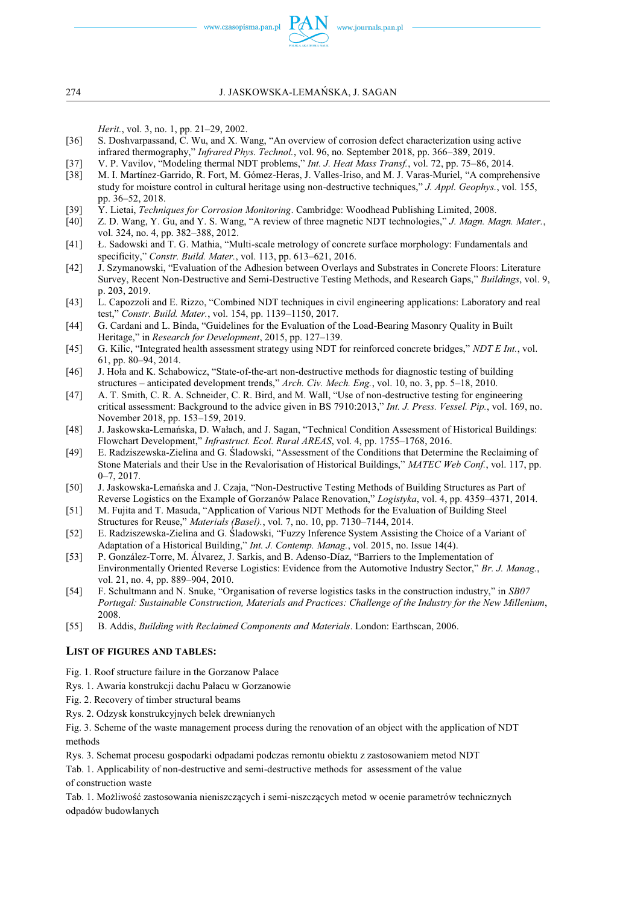*Herit.*, vol. 3, no. 1, pp. 21–29, 2002.

[36] S. Doshvarpassand, C. Wu, and X. Wang, "An overview of corrosion defect characterization using active infrared thermography," *Infrared Phys. Technol.*, vol. 96, no. September 2018, pp. 366–389, 2019.

[37] V. P. Vavilov, "Modeling thermal NDT problems," *Int. J. Heat Mass Transf.*, vol. 72, pp. 75–86, 2014.

[38] M. I. Martínez-Garrido, R. Fort, M. Gómez-Heras, J. Valles-Iriso, and M. J. Varas-Muriel, "A comprehensive study for moisture control in cultural heritage using non-destructive techniques," *J. Appl. Geophys.*, vol. 155, pp. 36–52, 2018.

[39] Y. Lietai, *Techniques for Corrosion Monitoring*. Cambridge: Woodhead Publishing Limited, 2008.

[40] Z. D. Wang, Y. Gu, and Y. S. Wang, "A review of three magnetic NDT technologies," *J. Magn. Magn. Mater.*, vol. 324, no. 4, pp. 382–388, 2012.

[41] Ł. Sadowski and T. G. Mathia, "Multi-scale metrology of concrete surface morphology: Fundamentals and specificity," *Constr. Build. Mater.*, vol. 113, pp. 613–621, 2016.

[42] J. Szymanowski, "Evaluation of the Adhesion between Overlays and Substrates in Concrete Floors: Literature Survey, Recent Non-Destructive and Semi-Destructive Testing Methods, and Research Gaps," *Buildings*, vol. 9, p. 203, 2019.

[43] L. Capozzoli and E. Rizzo, "Combined NDT techniques in civil engineering applications: Laboratory and real test," *Constr. Build. Mater.*, vol. 154, pp. 1139–1150, 2017.

[44] G. Cardani and L. Binda, "Guidelines for the Evaluation of the Load-Bearing Masonry Quality in Built Heritage," in *Research for Development*, 2015, pp. 127–139.

[45] G. Kilic, "Integrated health assessment strategy using NDT for reinforced concrete bridges," *NDT E Int.*, vol. 61, pp. 80–94, 2014.

[46] J. Hoła and K. Schabowicz, "State-of-the-art non-destructive methods for diagnostic testing of building structures – anticipated development trends," *Arch. Civ. Mech. Eng.*, vol. 10, no. 3, pp. 5–18, 2010.

[47] A. T. Smith, C. R. A. Schneider, C. R. Bird, and M. Wall, "Use of non-destructive testing for engineering critical assessment: Background to the advice given in BS 7910:2013," *Int. J. Press. Vessel. Pip.*, vol. 169, no. November 2018, pp. 153–159, 2019.

[48] J. Jaskowska-Lemańska, D. Wałach, and J. Sagan, "Technical Condition Assessment of Historical Buildings: Flowchart Development," *Infrastruct. Ecol. Rural AREAS*, vol. 4, pp. 1755–1768, 2016.

[49] E. Radziszewska-Zielina and G. Śladowski, "Assessment of the Conditions that Determine the Reclaiming of Stone Materials and their Use in the Revalorisation of Historical Buildings," *MATEC Web Conf.*, vol. 117, pp. 0–7, 2017.

[50] J. Jaskowska-Lemańska and J. Czaja, "Non-Destructive Testing Methods of Building Structures as Part of Reverse Logistics on the Example of Gorzanów Palace Renovation," *Logistyka*, vol. 4, pp. 4359–4371, 2014.

[51] M. Fujita and T. Masuda, "Application of Various NDT Methods for the Evaluation of Building Steel Structures for Reuse," *Materials (Basel).*, vol. 7, no. 10, pp. 7130–7144, 2014.

[52] E. Radziszewska-Zielina and G. Śladowski, "Fuzzy Inference System Assisting the Choice of a Variant of Adaptation of a Historical Building," *Int. J. Contemp. Manag.*, vol. 2015, no. Issue 14(4).

[53] P. González-Torre, M. Álvarez, J. Sarkis, and B. Adenso-Díaz, "Barriers to the Implementation of Environmentally Oriented Reverse Logistics: Evidence from the Automotive Industry Sector," *Br. J. Manag.*, vol. 21, no. 4, pp. 889–904, 2010.

[54] F. Schultmann and N. Snuke, "Organisation of reverse logistics tasks in the construction industry," in *SB07 Portugal: Sustainable Construction, Materials and Practices: Challenge of the Industry for the New Millenium*, 2008.

[55] B. Addis, *Building with Reclaimed Components and Materials*. London: Earthscan, 2006.

## LIST OF FIGURES AND TABLES:

Fig. 1. Roof structure failure in the Gorzanow Palace

Rys. 1. Awaria konstrukcji dachu Pałacu w Gorzanowie

Fig. 2. Recovery of timber structural beams

Rys. 2. Odzysk konstrukcyjnych belek drewnianych

Fig. 3. Scheme of the waste management process during the renovation of an object with the application of NDT methods

Rys. 3. Schemat procesu gospodarki odpadami podczas remontu obiektu z zastosowaniem metod NDT

Tab. 1. Applicability of non-destructive and semi-destructive methods for assessment of the value of construction waste

Tab. 1. Możliwość zastosowania nieniszczących i semi-niszczących metod w ocenie parametrów technicznych odpadów budowlanych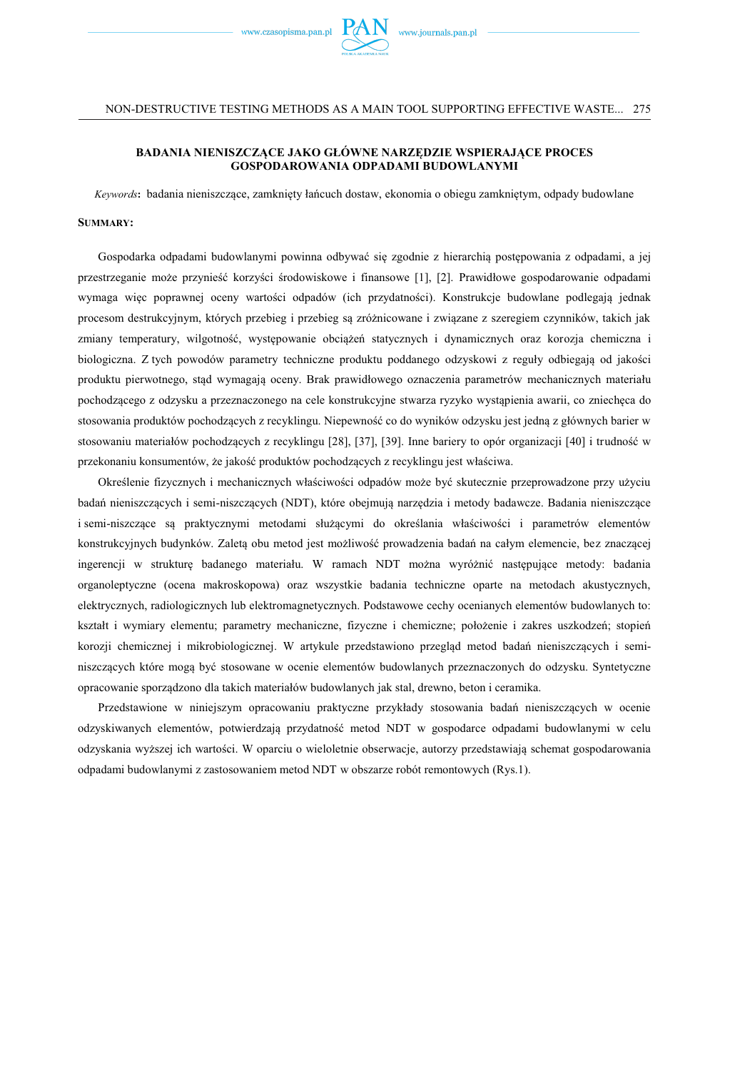## BADANIA NIENISZCZĄCE JAKO GŁÓWNE NARZĘDZIE WSPIERAJĄCE PROCES GOSPODAROWANIA ODPADAMI BUDOWLANYMI

*Keywords*: badania nieniszczące, zamknięty łańcuch dostaw, ekonomia o obiegu zamkniętym, odpady budowlane

**SUMMARY:**

Gospodarka odpadami budowlanymi powinna odbywać się zgodnie z hierarchią postępowania z odpadami, a jej przestrzeganie może przynieść korzyści środowiskowe i finansowe [1], [2]. Prawidłowe gospodarowanie odpadami wymaga więc poprawnej oceny wartości odpadów (ich przydatności). Konstrukcje budowlane podlegają jednak procesom destrukcyjnym, których przebieg i przebieg są zróżnicowane i związane z szeregiem czynników, takich jak zmiany temperatury, wilgotność, występowanie obciążeń statycznych i dynamicznych oraz korozja chemiczna i biologiczna. Z tych powodów parametry techniczne produktu poddanego odzyskowi z reguły odbiegają od jakości produktu pierwotnego, stąd wymagają oceny. Brak prawidłowego oznaczenia parametrów mechanicznych materiału pochodzącego z odzysku a przeznaczonego na cele konstrukcyjne stwarza ryzyko wystąpienia awarii, co zniechęca do stosowania produktów pochodzących z recyklingu. Niepewność co do wyników odzysku jest jedną z głównych barier w stosowaniu materiałów pochodzących z recyklingu [28], [37], [39]. Inne bariery to opór organizacji [40] i trudność w przekonaniu konsumentów, że jakość produktów pochodzących z recyklingu jest właściwa.

Określenie fizycznych i mechanicznych właściwości odpadów może być skutecznie przeprowadzone przy użyciu badań nieniszczących i semi-niszczących (NDT), które obejmują narzędzia i metody badawcze. Badania nieniszczące i semi-niszczące są praktycznymi metodami służącymi do określania właściwości i parametrów elementów konstrukcyjnych budynków. Zaletą obu metod jest możliwość prowadzenia badań na całym elemencie, bez znaczącej ingerencji w strukturę badanego materiału. W ramach NDT można wyróżnić następujące metody: badania organoleptyczne (ocena makroskopowa) oraz wszystkie badania techniczne oparte na metodach akustycznych, elektrycznych, radiologicznych lub elektromagnetycznych. Podstawowe cechy ocenianych elementów budowlanych to: kształt i wymiary elementu; parametry mechaniczne, fizyczne i chemiczne; położenie i zakres uszkodzeń; stopień korozji chemicznej i mikrobiologicznej. W artykule przedstawiono przegląd metod badań nieniszczących i semi-niszczących które mogą być stosowane w ocenie elementów budowlanych przeznaczonych do odzysku. Syntetyczne opracowanie sporządzono dla takich materiałów budowlanych jak stal, drewno, beton i ceramika.

Przedstawione w niniejszym opracowaniu praktyczne przykłady stosowania badań nieniszczących w ocenie odzyskiwanych elementów, potwierdzają przydatność metod NDT w gospodarce odpadami budowlanymi w celu odzyskania wyższej ich wartości. W oparciu o wieloletnie obserwacje, autorzy przedstawiają schemat gospodarowania odpadami budowlanymi z zastosowaniem metod NDT w obszarze robót remontowych (Rys.1).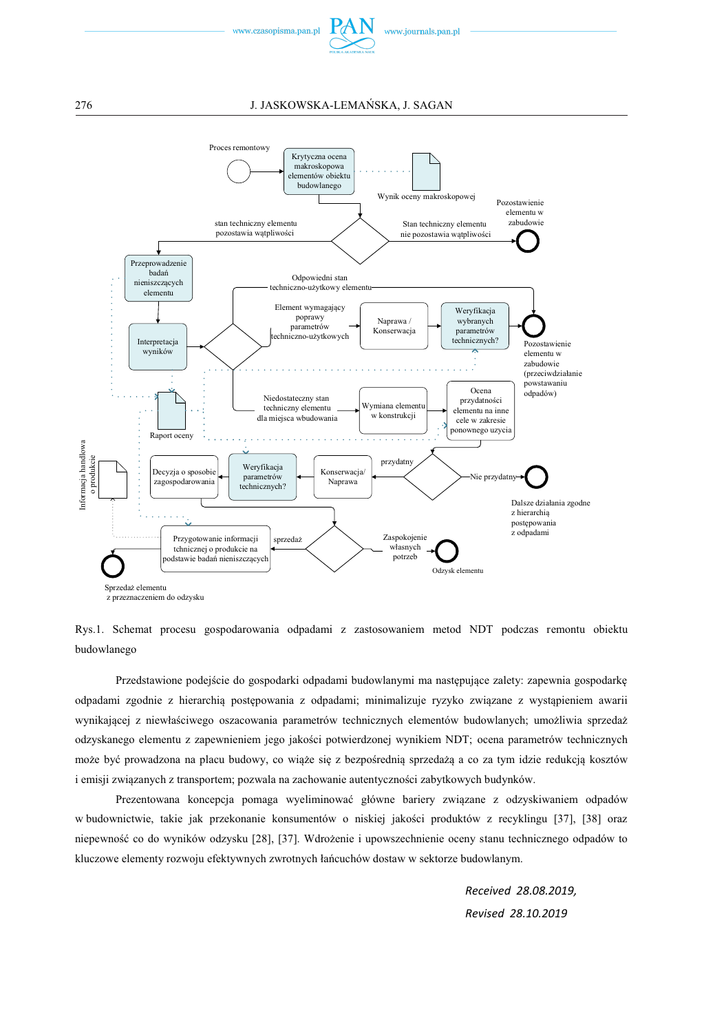Proces remontowy

Krytyczna ocena makroskopowa elementów obiektu budowlanego

Wynik oceny makroskopowej

stan techniczny elementu pozostawia wątpliwości

Stan techniczny elementu nie pozostawia wątpliwości

Pozostawienie elementu w zabudowie

Przeprowadzenie badań nieniszczących elementu

Interpretacja wyników

Odpowiedni stan techniczno-użytkowy elementu

Element wymagający poprawy parametrów techniczno-użytkowych

Naprawa / Konserwacja

Weryfikacja wybranych parametrów technicznych?

Pozostawienie elementu w zabudowie (przeciwdziałanie powstawaniu odpadów)

Niedostateczny stan techniczny elementu dla miejsca wbudowania

Wymiana elementu w konstrukcji

Ocena przydatności elementu na inne cele w zakresie ponownego uzycia

Raport oceny

przydatny

Nie przydatny

Dalsze działania zgodne z hierarchią postępowania z odpadami

Decyzja o sposobie zagospodarowania

Weryfikacja parametrów technicznych?

Konserwacja/ Naprawa

Informacja handlowa o produkcie

Przygotowanie informacji tchnicznej o produkcie na podstawie badań nieniszczących

sprzedaż

Zaspokojenie własnych potrzeb

Odzysk elementu

Sprzedaż elementu z przeznaczeniem do odzysku

Rys.1. Schemat procesu gospodarowania odpadami z zastosowaniem metod NDT podczas remontu obiektu budowlanego

Przedstawione podejście do gospodarki odpadami budowlanymi ma następujące zalety: zapewnia gospodarkę odpadami zgodnie z hierarchią postępowania z odpadami; minimalizuje ryzyko związane z wystąpieniem awarii wynikającej z niewłaściwego oszacowania parametrów technicznych elementów budowlanych; umożliwia sprzedaż odzyskanego elementu z zapewnieniem jego jakości potwierdzonej wynikiem NDT; ocena parametrów technicznych może być prowadzona na placu budowy, co wiąże się z bezpośrednią sprzedażą a co za tym idzie redukcją kosztów i emisji związanych z transportem; pozwala na zachowanie autentyczności zabytkowych budynków.

Prezentowana koncepcja pomaga wyeliminować główne bariery związane z odzyskiwaniem odpadów w budownictwie, takie jak przekonanie konsumentów o niskiej jakości produktów z recyklingu [37], [38] oraz niepewność co do wyników odzysku [28], [37]. Wdrożenie i upowszechnienie oceny stanu technicznego odpadów to kluczowe elementy rozwoju efektywnych zwrotnych łańcuchów dostaw w sektorze budowlanym.

*Received 28.08.2019,*

*Revised 28.10.2019*